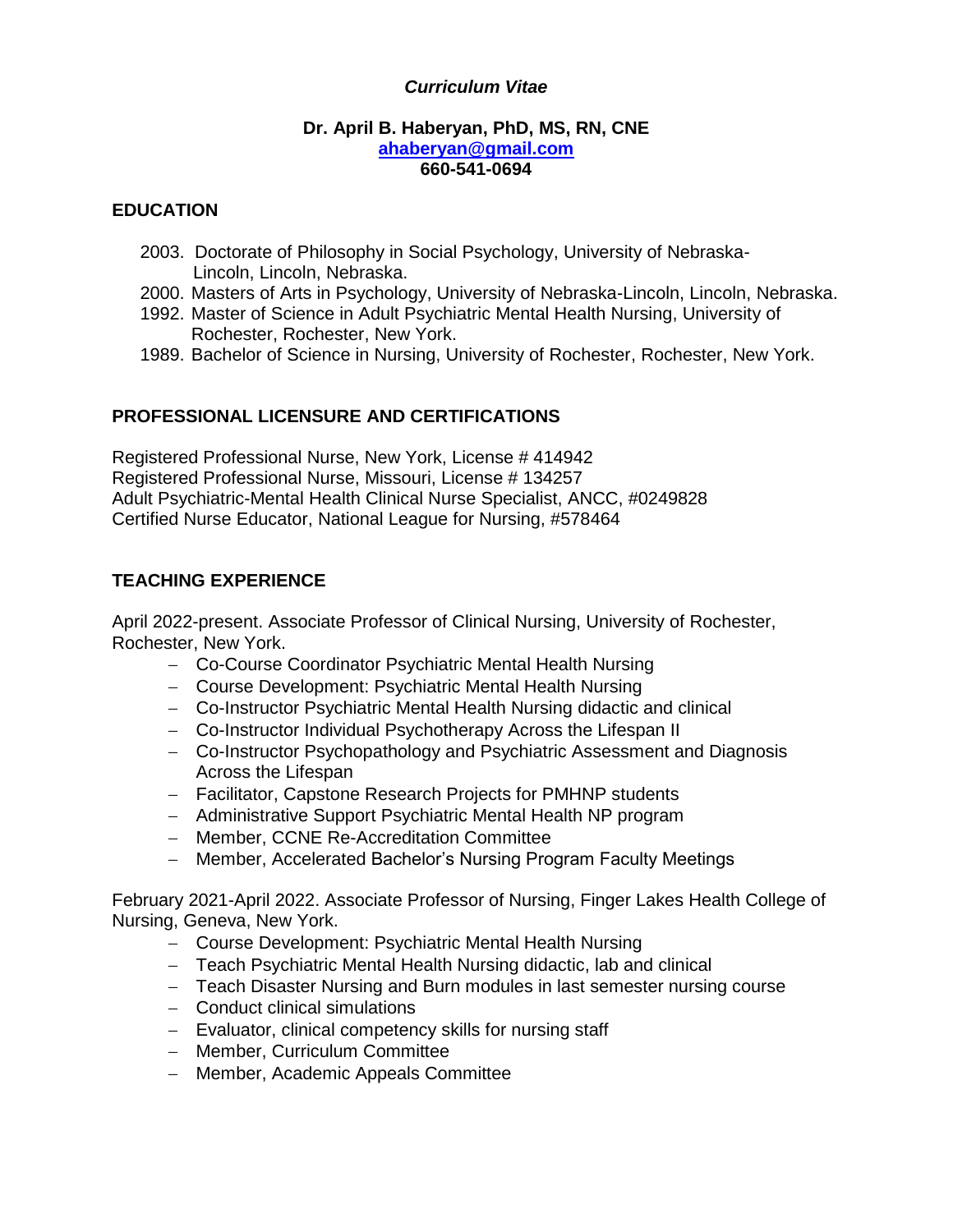*Curriculum Vitae*

**Dr. April B. Haberyan, PhD, MS, RN, CNE**
**ahaberyan@gmail.com**
**660-541-0694**

## EDUCATION

- 2003. Doctorate of Philosophy in Social Psychology, University of Nebraska-Lincoln, Lincoln, Nebraska.
- 2000. Masters of Arts in Psychology, University of Nebraska-Lincoln, Lincoln, Nebraska.
- 1992. Master of Science in Adult Psychiatric Mental Health Nursing, University of Rochester, Rochester, New York.
- 1989. Bachelor of Science in Nursing, University of Rochester, Rochester, New York.

## PROFESSIONAL LICENSURE AND CERTIFICATIONS

Registered Professional Nurse, New York, License # 414942
Registered Professional Nurse, Missouri, License # 134257
Adult Psychiatric-Mental Health Clinical Nurse Specialist, ANCC, #0249828
Certified Nurse Educator, National League for Nursing, #578464

## TEACHING EXPERIENCE

April 2022-present. Associate Professor of Clinical Nursing, University of Rochester, Rochester, New York.

- Co-Course Coordinator Psychiatric Mental Health Nursing
- Course Development: Psychiatric Mental Health Nursing
- Co-Instructor Psychiatric Mental Health Nursing didactic and clinical
- Co-Instructor Individual Psychotherapy Across the Lifespan II
- Co-Instructor Psychopathology and Psychiatric Assessment and Diagnosis Across the Lifespan
- Facilitator, Capstone Research Projects for PMHNP students
- Administrative Support Psychiatric Mental Health NP program
- Member, CCNE Re-Accreditation Committee
- Member, Accelerated Bachelor's Nursing Program Faculty Meetings

February 2021-April 2022. Associate Professor of Nursing, Finger Lakes Health College of Nursing, Geneva, New York.

- Course Development: Psychiatric Mental Health Nursing
- Teach Psychiatric Mental Health Nursing didactic, lab and clinical
- Teach Disaster Nursing and Burn modules in last semester nursing course
- Conduct clinical simulations
- Evaluator, clinical competency skills for nursing staff
- Member, Curriculum Committee
- Member, Academic Appeals Committee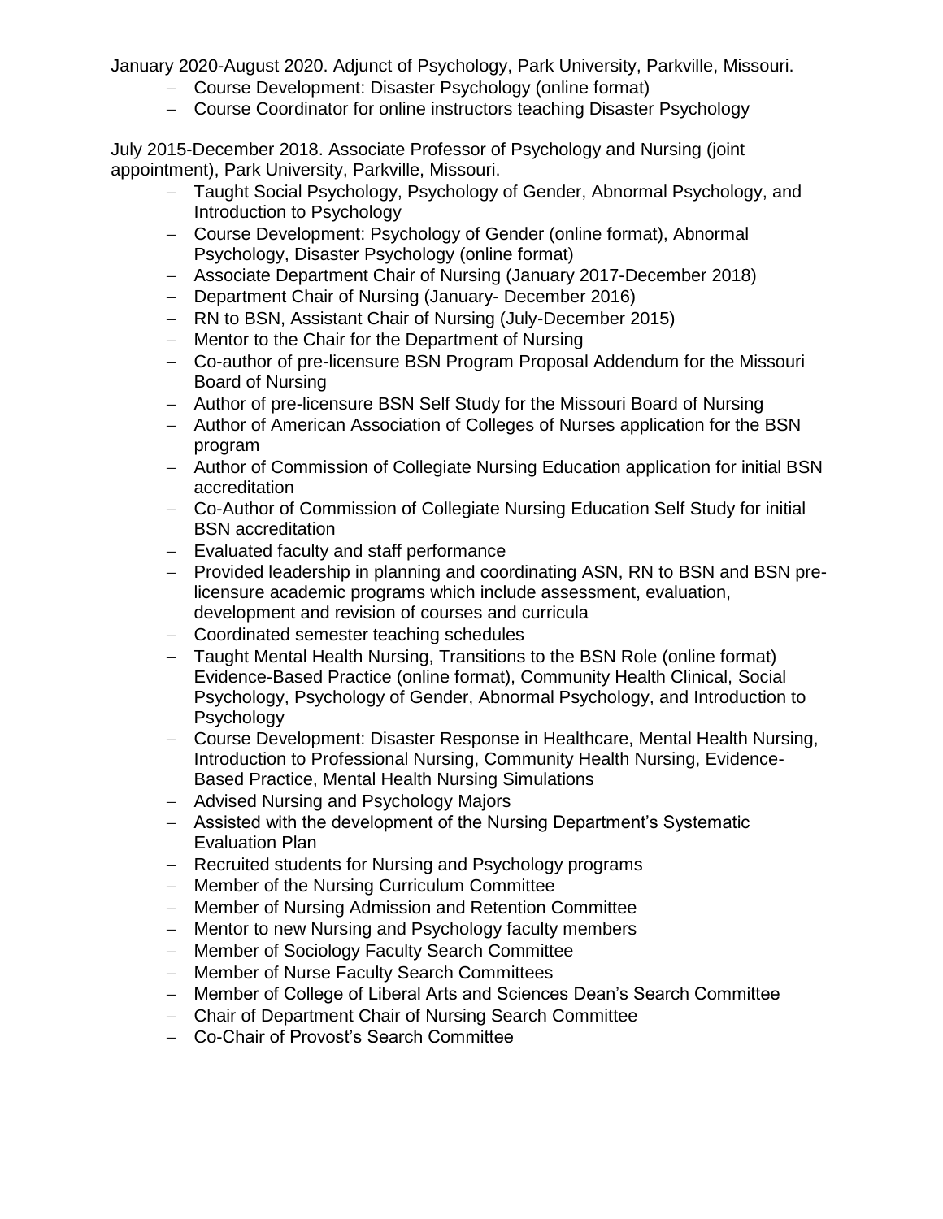January 2020-August 2020. Adjunct of Psychology, Park University, Parkville, Missouri.

- Course Development: Disaster Psychology (online format)
- Course Coordinator for online instructors teaching Disaster Psychology

July 2015-December 2018. Associate Professor of Psychology and Nursing (joint appointment), Park University, Parkville, Missouri.

- Taught Social Psychology, Psychology of Gender, Abnormal Psychology, and Introduction to Psychology
- Course Development: Psychology of Gender (online format), Abnormal Psychology, Disaster Psychology (online format)
- Associate Department Chair of Nursing (January 2017-December 2018)
- Department Chair of Nursing (January- December 2016)
- RN to BSN, Assistant Chair of Nursing (July-December 2015)
- Mentor to the Chair for the Department of Nursing
- Co-author of pre-licensure BSN Program Proposal Addendum for the Missouri Board of Nursing
- Author of pre-licensure BSN Self Study for the Missouri Board of Nursing
- Author of American Association of Colleges of Nurses application for the BSN program
- Author of Commission of Collegiate Nursing Education application for initial BSN accreditation
- Co-Author of Commission of Collegiate Nursing Education Self Study for initial BSN accreditation
- Evaluated faculty and staff performance
- Provided leadership in planning and coordinating ASN, RN to BSN and BSN pre-licensure academic programs which include assessment, evaluation, development and revision of courses and curricula
- Coordinated semester teaching schedules
- Taught Mental Health Nursing, Transitions to the BSN Role (online format) Evidence-Based Practice (online format), Community Health Clinical, Social Psychology, Psychology of Gender, Abnormal Psychology, and Introduction to Psychology
- Course Development: Disaster Response in Healthcare, Mental Health Nursing, Introduction to Professional Nursing, Community Health Nursing, Evidence-Based Practice, Mental Health Nursing Simulations
- Advised Nursing and Psychology Majors
- Assisted with the development of the Nursing Department's Systematic Evaluation Plan
- Recruited students for Nursing and Psychology programs
- Member of the Nursing Curriculum Committee
- Member of Nursing Admission and Retention Committee
- Mentor to new Nursing and Psychology faculty members
- Member of Sociology Faculty Search Committee
- Member of Nurse Faculty Search Committees
- Member of College of Liberal Arts and Sciences Dean's Search Committee
- Chair of Department Chair of Nursing Search Committee
- Co-Chair of Provost's Search Committee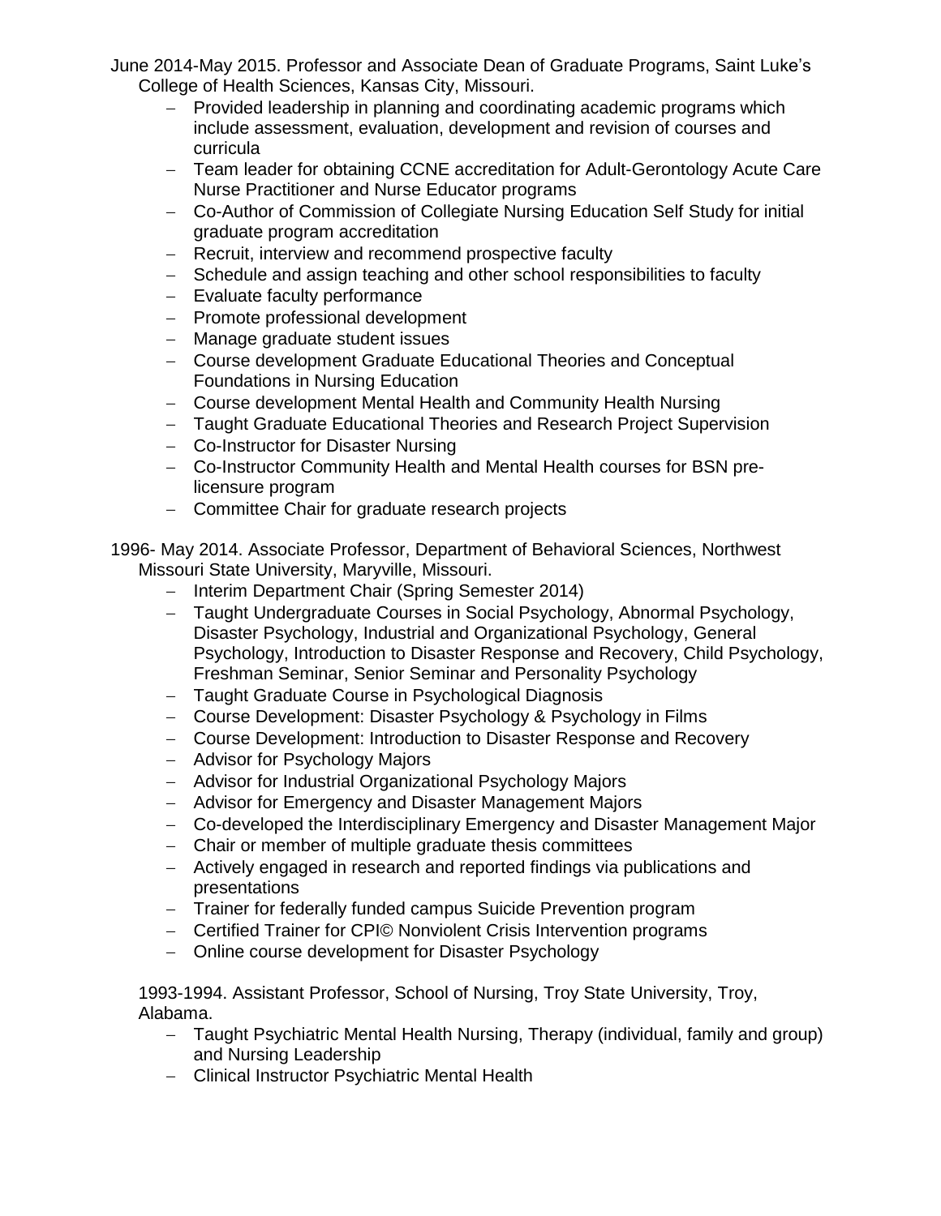June 2014-May 2015. Professor and Associate Dean of Graduate Programs, Saint Luke's College of Health Sciences, Kansas City, Missouri.

- Provided leadership in planning and coordinating academic programs which include assessment, evaluation, development and revision of courses and curricula
- Team leader for obtaining CCNE accreditation for Adult-Gerontology Acute Care Nurse Practitioner and Nurse Educator programs
- Co-Author of Commission of Collegiate Nursing Education Self Study for initial graduate program accreditation
- Recruit, interview and recommend prospective faculty
- Schedule and assign teaching and other school responsibilities to faculty
- Evaluate faculty performance
- Promote professional development
- Manage graduate student issues
- Course development Graduate Educational Theories and Conceptual Foundations in Nursing Education
- Course development Mental Health and Community Health Nursing
- Taught Graduate Educational Theories and Research Project Supervision
- Co-Instructor for Disaster Nursing
- Co-Instructor Community Health and Mental Health courses for BSN pre-licensure program
- Committee Chair for graduate research projects

1996- May 2014. Associate Professor, Department of Behavioral Sciences, Northwest Missouri State University, Maryville, Missouri.

- Interim Department Chair (Spring Semester 2014)
- Taught Undergraduate Courses in Social Psychology, Abnormal Psychology, Disaster Psychology, Industrial and Organizational Psychology, General Psychology, Introduction to Disaster Response and Recovery, Child Psychology, Freshman Seminar, Senior Seminar and Personality Psychology
- Taught Graduate Course in Psychological Diagnosis
- Course Development: Disaster Psychology & Psychology in Films
- Course Development: Introduction to Disaster Response and Recovery
- Advisor for Psychology Majors
- Advisor for Industrial Organizational Psychology Majors
- Advisor for Emergency and Disaster Management Majors
- Co-developed the Interdisciplinary Emergency and Disaster Management Major
- Chair or member of multiple graduate thesis committees
- Actively engaged in research and reported findings via publications and presentations
- Trainer for federally funded campus Suicide Prevention program
- Certified Trainer for CPI© Nonviolent Crisis Intervention programs
- Online course development for Disaster Psychology

1993-1994. Assistant Professor, School of Nursing, Troy State University, Troy, Alabama.

- Taught Psychiatric Mental Health Nursing, Therapy (individual, family and group) and Nursing Leadership
- Clinical Instructor Psychiatric Mental Health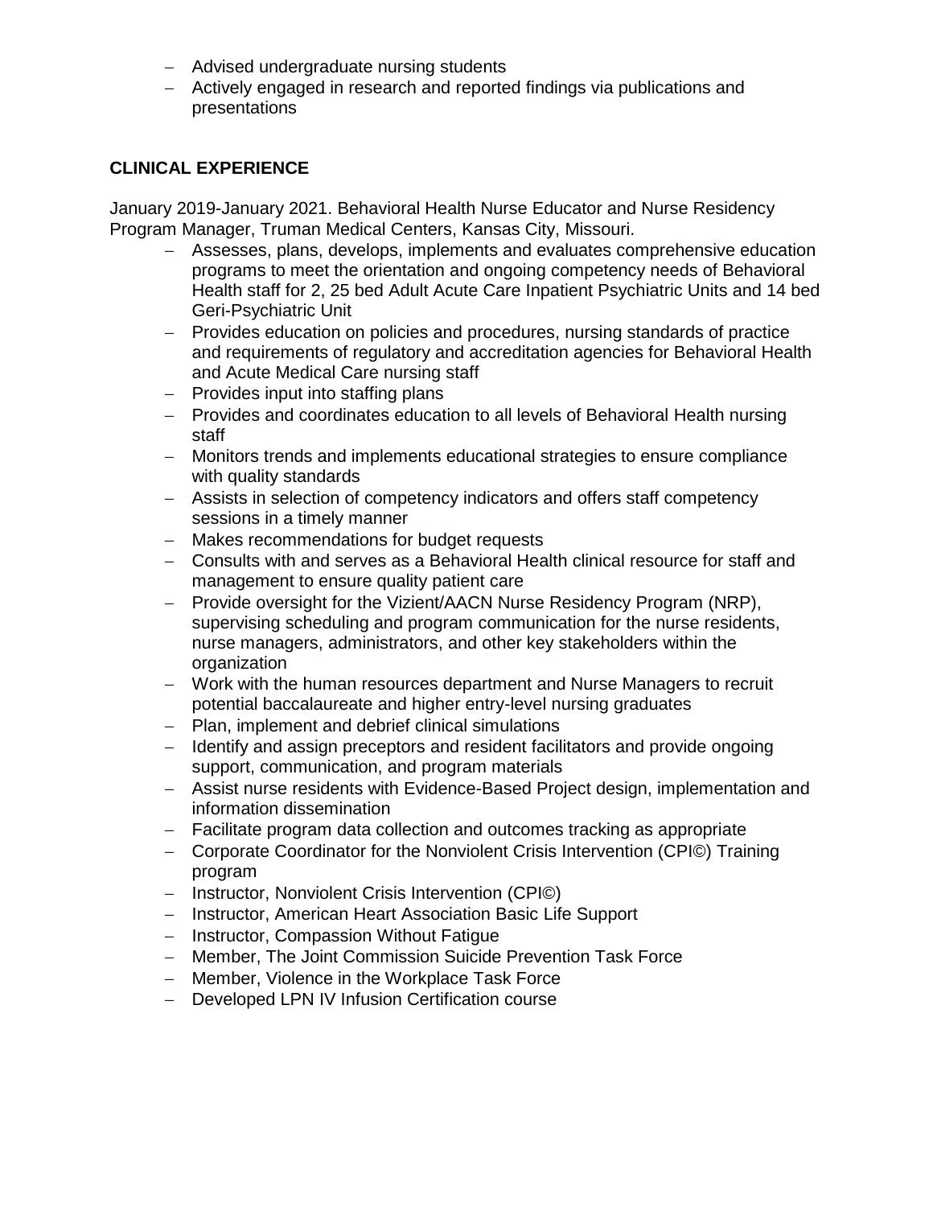- Advised undergraduate nursing students
- Actively engaged in research and reported findings via publications and presentations

## CLINICAL EXPERIENCE

January 2019-January 2021. Behavioral Health Nurse Educator and Nurse Residency Program Manager, Truman Medical Centers, Kansas City, Missouri.

- Assesses, plans, develops, implements and evaluates comprehensive education programs to meet the orientation and ongoing competency needs of Behavioral Health staff for 2, 25 bed Adult Acute Care Inpatient Psychiatric Units and 14 bed Geri-Psychiatric Unit
- Provides education on policies and procedures, nursing standards of practice and requirements of regulatory and accreditation agencies for Behavioral Health and Acute Medical Care nursing staff
- Provides input into staffing plans
- Provides and coordinates education to all levels of Behavioral Health nursing staff
- Monitors trends and implements educational strategies to ensure compliance with quality standards
- Assists in selection of competency indicators and offers staff competency sessions in a timely manner
- Makes recommendations for budget requests
- Consults with and serves as a Behavioral Health clinical resource for staff and management to ensure quality patient care
- Provide oversight for the Vizient/AACN Nurse Residency Program (NRP), supervising scheduling and program communication for the nurse residents, nurse managers, administrators, and other key stakeholders within the organization
- Work with the human resources department and Nurse Managers to recruit potential baccalaureate and higher entry-level nursing graduates
- Plan, implement and debrief clinical simulations
- Identify and assign preceptors and resident facilitators and provide ongoing support, communication, and program materials
- Assist nurse residents with Evidence-Based Project design, implementation and information dissemination
- Facilitate program data collection and outcomes tracking as appropriate
- Corporate Coordinator for the Nonviolent Crisis Intervention (CPI©) Training program
- Instructor, Nonviolent Crisis Intervention (CPI©)
- Instructor, American Heart Association Basic Life Support
- Instructor, Compassion Without Fatigue
- Member, The Joint Commission Suicide Prevention Task Force
- Member, Violence in the Workplace Task Force
- Developed LPN IV Infusion Certification course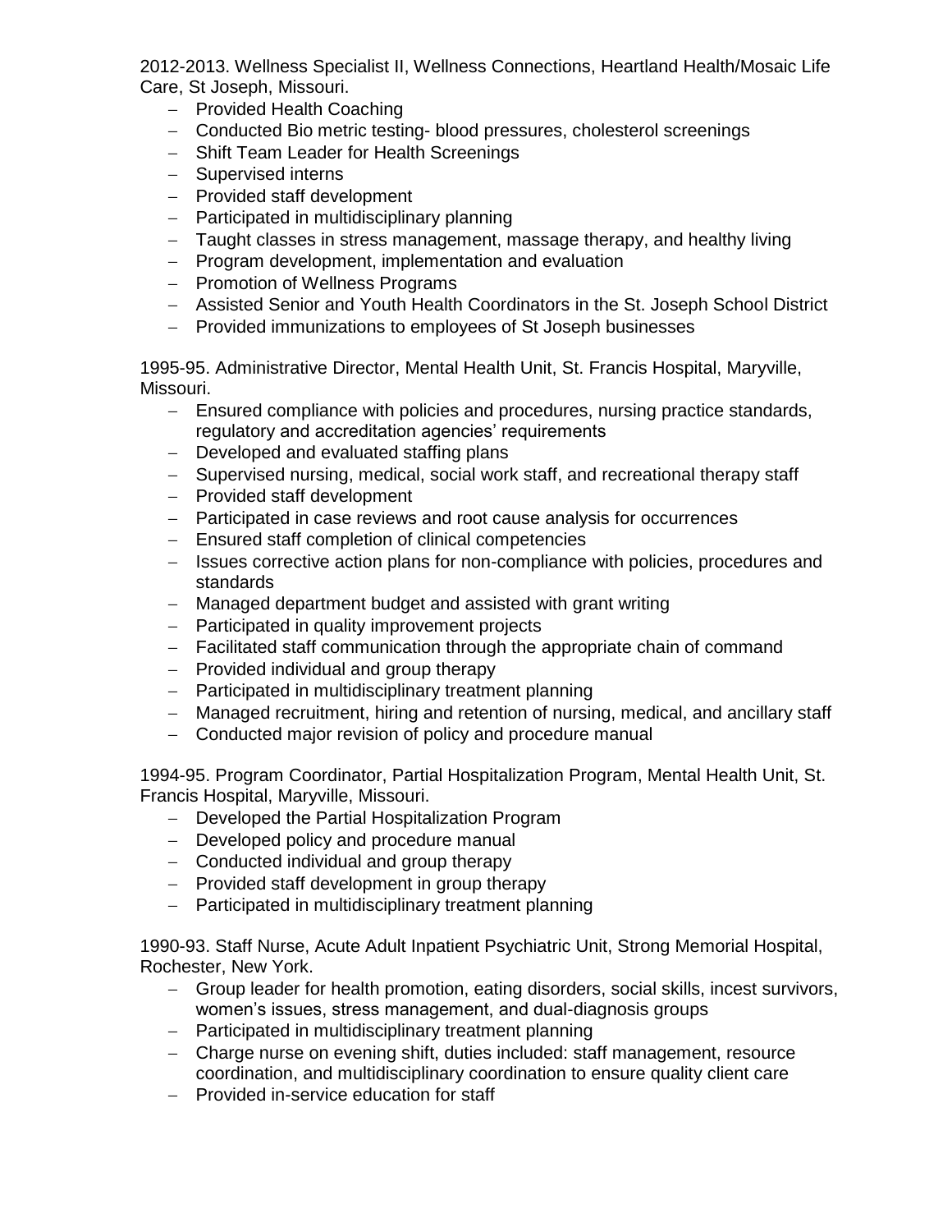2012-2013. Wellness Specialist II, Wellness Connections, Heartland Health/Mosaic Life Care, St Joseph, Missouri.

- Provided Health Coaching
- Conducted Bio metric testing- blood pressures, cholesterol screenings
- Shift Team Leader for Health Screenings
- Supervised interns
- Provided staff development
- Participated in multidisciplinary planning
- Taught classes in stress management, massage therapy, and healthy living
- Program development, implementation and evaluation
- Promotion of Wellness Programs
- Assisted Senior and Youth Health Coordinators in the St. Joseph School District
- Provided immunizations to employees of St Joseph businesses

1995-95. Administrative Director, Mental Health Unit, St. Francis Hospital, Maryville, Missouri.

- Ensured compliance with policies and procedures, nursing practice standards, regulatory and accreditation agencies' requirements
- Developed and evaluated staffing plans
- Supervised nursing, medical, social work staff, and recreational therapy staff
- Provided staff development
- Participated in case reviews and root cause analysis for occurrences
- Ensured staff completion of clinical competencies
- Issues corrective action plans for non-compliance with policies, procedures and standards
- Managed department budget and assisted with grant writing
- Participated in quality improvement projects
- Facilitated staff communication through the appropriate chain of command
- Provided individual and group therapy
- Participated in multidisciplinary treatment planning
- Managed recruitment, hiring and retention of nursing, medical, and ancillary staff
- Conducted major revision of policy and procedure manual

1994-95. Program Coordinator, Partial Hospitalization Program, Mental Health Unit, St. Francis Hospital, Maryville, Missouri.

- Developed the Partial Hospitalization Program
- Developed policy and procedure manual
- Conducted individual and group therapy
- Provided staff development in group therapy
- Participated in multidisciplinary treatment planning

1990-93. Staff Nurse, Acute Adult Inpatient Psychiatric Unit, Strong Memorial Hospital, Rochester, New York.

- Group leader for health promotion, eating disorders, social skills, incest survivors, women's issues, stress management, and dual-diagnosis groups
- Participated in multidisciplinary treatment planning
- Charge nurse on evening shift, duties included: staff management, resource coordination, and multidisciplinary coordination to ensure quality client care
- Provided in-service education for staff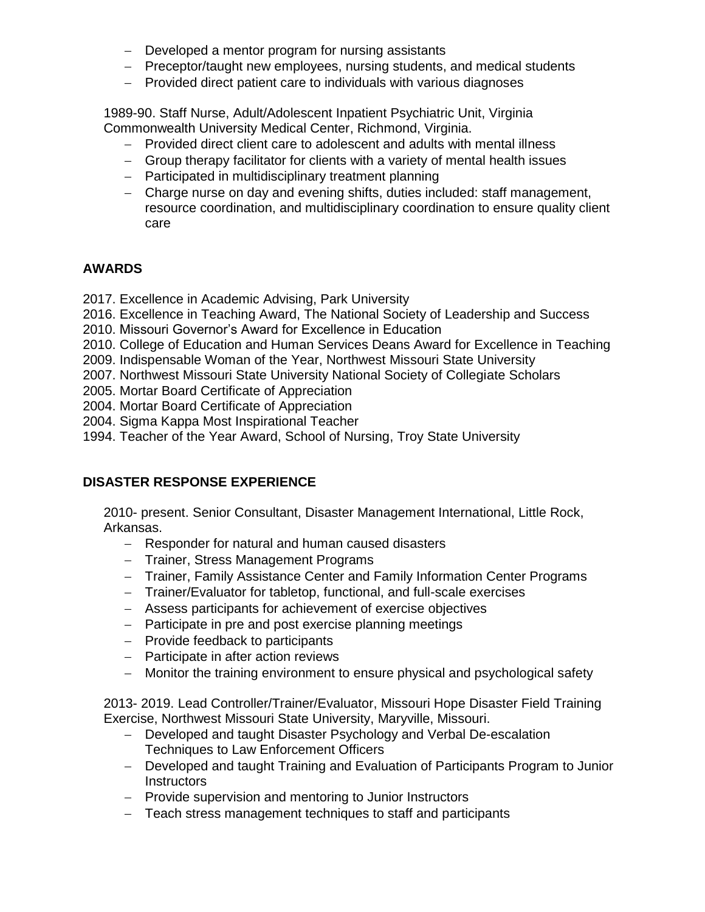- Developed a mentor program for nursing assistants
- Preceptor/taught new employees, nursing students, and medical students
- Provided direct patient care to individuals with various diagnoses

1989-90. Staff Nurse, Adult/Adolescent Inpatient Psychiatric Unit, Virginia Commonwealth University Medical Center, Richmond, Virginia.

- Provided direct client care to adolescent and adults with mental illness
- Group therapy facilitator for clients with a variety of mental health issues
- Participated in multidisciplinary treatment planning
- Charge nurse on day and evening shifts, duties included: staff management, resource coordination, and multidisciplinary coordination to ensure quality client care

## AWARDS

2017. Excellence in Academic Advising, Park University
2016. Excellence in Teaching Award, The National Society of Leadership and Success
2010. Missouri Governor's Award for Excellence in Education
2010. College of Education and Human Services Deans Award for Excellence in Teaching
2009. Indispensable Woman of the Year, Northwest Missouri State University
2007. Northwest Missouri State University National Society of Collegiate Scholars
2005. Mortar Board Certificate of Appreciation
2004. Mortar Board Certificate of Appreciation
2004. Sigma Kappa Most Inspirational Teacher
1994. Teacher of the Year Award, School of Nursing, Troy State University

## DISASTER RESPONSE EXPERIENCE

2010- present. Senior Consultant, Disaster Management International, Little Rock, Arkansas.

- Responder for natural and human caused disasters
- Trainer, Stress Management Programs
- Trainer, Family Assistance Center and Family Information Center Programs
- Trainer/Evaluator for tabletop, functional, and full-scale exercises
- Assess participants for achievement of exercise objectives
- Participate in pre and post exercise planning meetings
- Provide feedback to participants
- Participate in after action reviews
- Monitor the training environment to ensure physical and psychological safety

2013- 2019. Lead Controller/Trainer/Evaluator, Missouri Hope Disaster Field Training Exercise, Northwest Missouri State University, Maryville, Missouri.

- Developed and taught Disaster Psychology and Verbal De-escalation Techniques to Law Enforcement Officers
- Developed and taught Training and Evaluation of Participants Program to Junior Instructors
- Provide supervision and mentoring to Junior Instructors
- Teach stress management techniques to staff and participants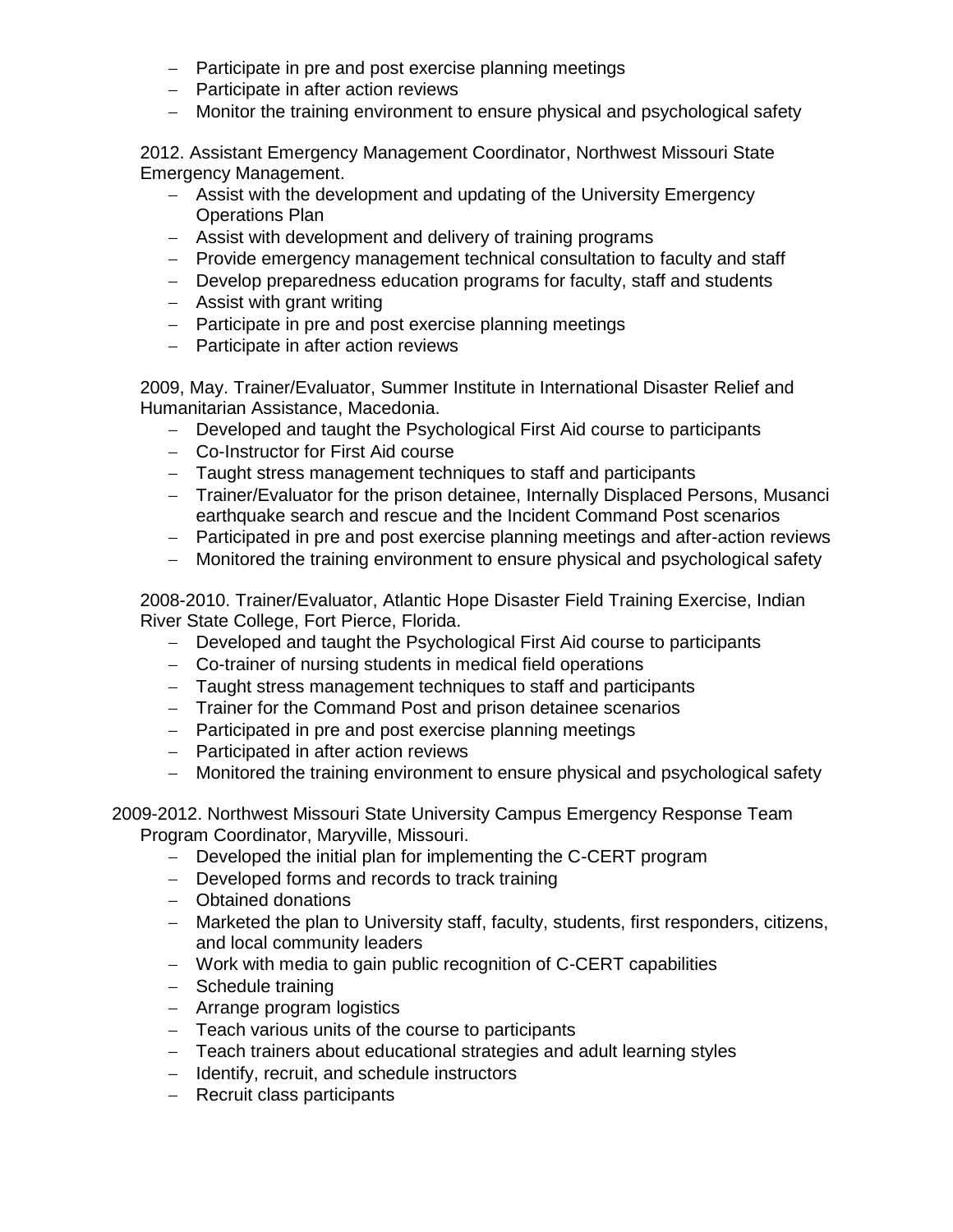- Participate in pre and post exercise planning meetings
- Participate in after action reviews
- Monitor the training environment to ensure physical and psychological safety

2012. Assistant Emergency Management Coordinator, Northwest Missouri State Emergency Management.

- Assist with the development and updating of the University Emergency Operations Plan
- Assist with development and delivery of training programs
- Provide emergency management technical consultation to faculty and staff
- Develop preparedness education programs for faculty, staff and students
- Assist with grant writing
- Participate in pre and post exercise planning meetings
- Participate in after action reviews

2009, May. Trainer/Evaluator, Summer Institute in International Disaster Relief and Humanitarian Assistance, Macedonia.

- Developed and taught the Psychological First Aid course to participants
- Co-Instructor for First Aid course
- Taught stress management techniques to staff and participants
- Trainer/Evaluator for the prison detainee, Internally Displaced Persons, Musanci earthquake search and rescue and the Incident Command Post scenarios
- Participated in pre and post exercise planning meetings and after-action reviews
- Monitored the training environment to ensure physical and psychological safety

2008-2010. Trainer/Evaluator, Atlantic Hope Disaster Field Training Exercise, Indian River State College, Fort Pierce, Florida.

- Developed and taught the Psychological First Aid course to participants
- Co-trainer of nursing students in medical field operations
- Taught stress management techniques to staff and participants
- Trainer for the Command Post and prison detainee scenarios
- Participated in pre and post exercise planning meetings
- Participated in after action reviews
- Monitored the training environment to ensure physical and psychological safety

2009-2012. Northwest Missouri State University Campus Emergency Response Team Program Coordinator, Maryville, Missouri.

- Developed the initial plan for implementing the C-CERT program
- Developed forms and records to track training
- Obtained donations
- Marketed the plan to University staff, faculty, students, first responders, citizens, and local community leaders
- Work with media to gain public recognition of C-CERT capabilities
- Schedule training
- Arrange program logistics
- Teach various units of the course to participants
- Teach trainers about educational strategies and adult learning styles
- Identify, recruit, and schedule instructors
- Recruit class participants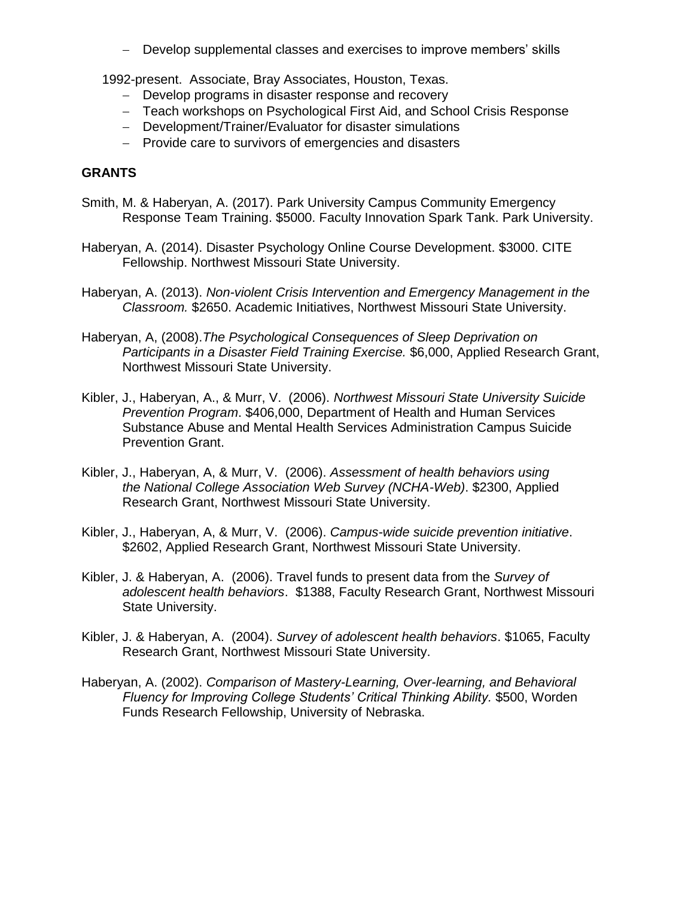- Develop supplemental classes and exercises to improve members' skills

1992-present. Associate, Bray Associates, Houston, Texas.

- Develop programs in disaster response and recovery
- Teach workshops on Psychological First Aid, and School Crisis Response
- Development/Trainer/Evaluator for disaster simulations
- Provide care to survivors of emergencies and disasters

## GRANTS

Smith, M. & Haberyan, A. (2017). Park University Campus Community Emergency Response Team Training. $5000. Faculty Innovation Spark Tank. Park University.

Haberyan, A. (2014). Disaster Psychology Online Course Development. $3000. CITE Fellowship. Northwest Missouri State University.

Haberyan, A. (2013). *Non-violent Crisis Intervention and Emergency Management in the Classroom.* $2650. Academic Initiatives, Northwest Missouri State University.

Haberyan, A, (2008).*The Psychological Consequences of Sleep Deprivation on Participants in a Disaster Field Training Exercise.* $6,000, Applied Research Grant, Northwest Missouri State University.

Kibler, J., Haberyan, A., & Murr, V. (2006). *Northwest Missouri State University Suicide Prevention Program*. $406,000, Department of Health and Human Services Substance Abuse and Mental Health Services Administration Campus Suicide Prevention Grant.

Kibler, J., Haberyan, A, & Murr, V. (2006). *Assessment of health behaviors using the National College Association Web Survey (NCHA-Web)*. $2300, Applied Research Grant, Northwest Missouri State University.

Kibler, J., Haberyan, A, & Murr, V. (2006). *Campus-wide suicide prevention initiative*. $2602, Applied Research Grant, Northwest Missouri State University.

Kibler, J. & Haberyan, A. (2006). Travel funds to present data from the *Survey of adolescent health behaviors*. $1388, Faculty Research Grant, Northwest Missouri State University.

Kibler, J. & Haberyan, A. (2004). *Survey of adolescent health behaviors*. $1065, Faculty Research Grant, Northwest Missouri State University.

Haberyan, A. (2002). *Comparison of Mastery-Learning, Over-learning, and Behavioral Fluency for Improving College Students' Critical Thinking Ability.* $500, Worden Funds Research Fellowship, University of Nebraska.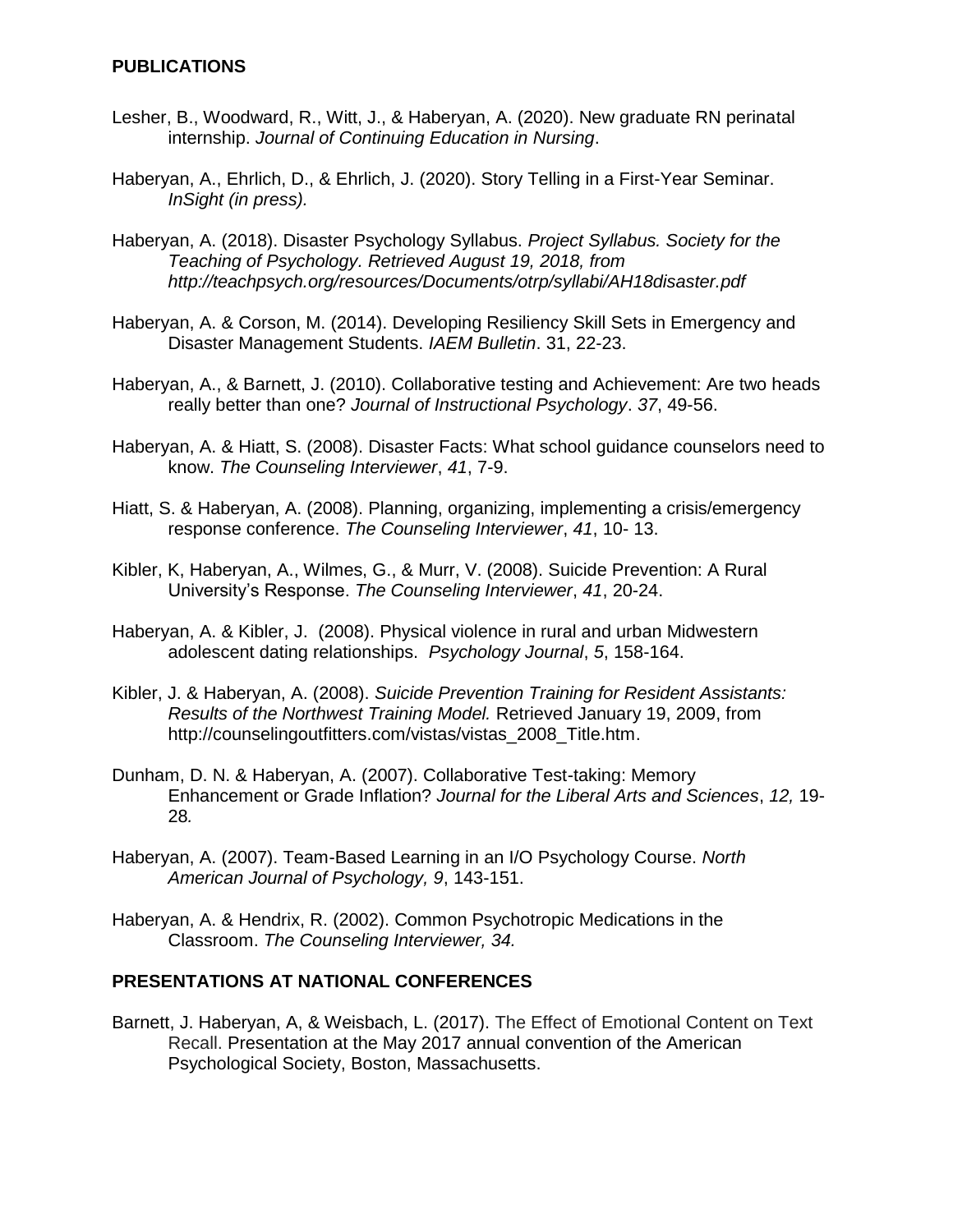## PUBLICATIONS

Lesher, B., Woodward, R., Witt, J., & Haberyan, A. (2020). New graduate RN perinatal internship. *Journal of Continuing Education in Nursing*.

Haberyan, A., Ehrlich, D., & Ehrlich, J. (2020). Story Telling in a First-Year Seminar. *InSight (in press).*

Haberyan, A. (2018). Disaster Psychology Syllabus. *Project Syllabus. Society for the Teaching of Psychology. Retrieved August 19, 2018, from http://teachpsych.org/resources/Documents/otrp/syllabi/AH18disaster.pdf*

Haberyan, A. & Corson, M. (2014). Developing Resiliency Skill Sets in Emergency and Disaster Management Students. *IAEM Bulletin*. 31, 22-23.

Haberyan, A., & Barnett, J. (2010). Collaborative testing and Achievement: Are two heads really better than one? *Journal of Instructional Psychology*. *37*, 49-56.

Haberyan, A. & Hiatt, S. (2008). Disaster Facts: What school guidance counselors need to know. *The Counseling Interviewer*, *41*, 7-9.

Hiatt, S. & Haberyan, A. (2008). Planning, organizing, implementing a crisis/emergency response conference. *The Counseling Interviewer*, *41*, 10- 13.

Kibler, K, Haberyan, A., Wilmes, G., & Murr, V. (2008). Suicide Prevention: A Rural University's Response. *The Counseling Interviewer*, *41*, 20-24.

Haberyan, A. & Kibler, J. (2008). Physical violence in rural and urban Midwestern adolescent dating relationships. *Psychology Journal*, *5*, 158-164.

Kibler, J. & Haberyan, A. (2008). *Suicide Prevention Training for Resident Assistants: Results of the Northwest Training Model.* Retrieved January 19, 2009, from http://counselingoutfitters.com/vistas/vistas_2008_Title.htm.

Dunham, D. N. & Haberyan, A. (2007). Collaborative Test-taking: Memory Enhancement or Grade Inflation? *Journal for the Liberal Arts and Sciences*, *12,* 19-28*.*

Haberyan, A. (2007). Team-Based Learning in an I/O Psychology Course. *North American Journal of Psychology, 9*, 143-151.

Haberyan, A. & Hendrix, R. (2002). Common Psychotropic Medications in the Classroom. *The Counseling Interviewer, 34.*

## PRESENTATIONS AT NATIONAL CONFERENCES

Barnett, J. Haberyan, A, & Weisbach, L. (2017). The Effect of Emotional Content on Text Recall. Presentation at the May 2017 annual convention of the American Psychological Society, Boston, Massachusetts.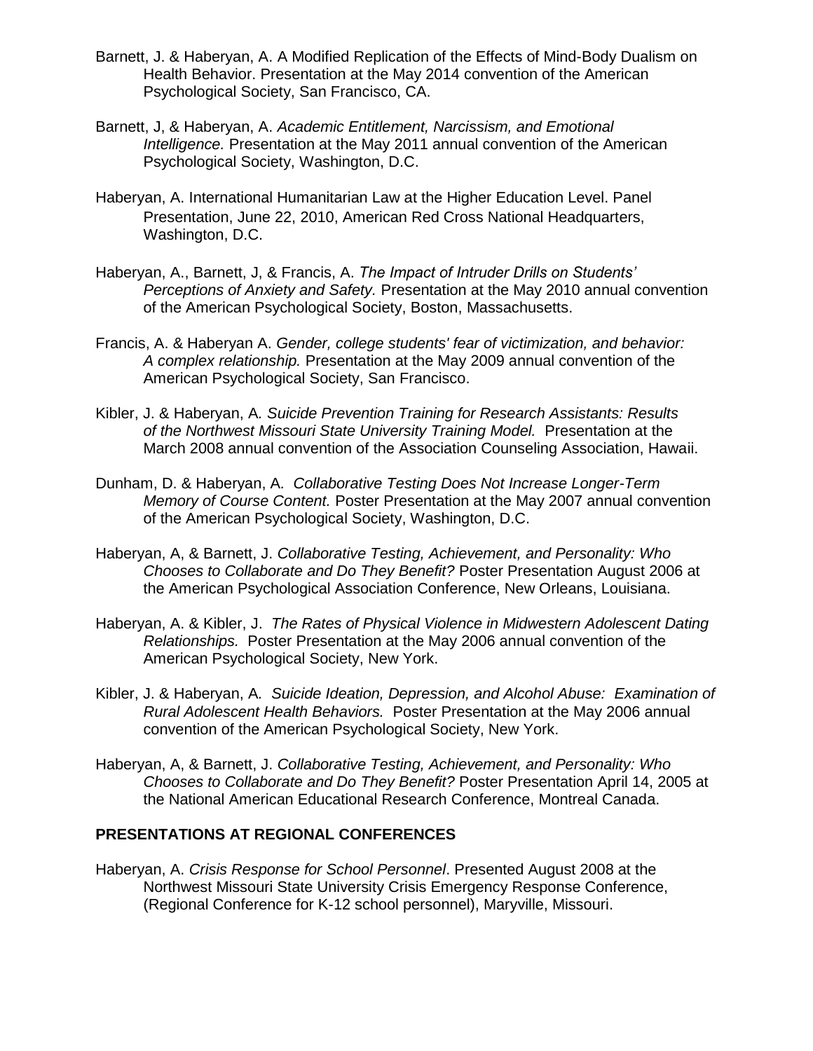Barnett, J. & Haberyan, A. A Modified Replication of the Effects of Mind-Body Dualism on Health Behavior. Presentation at the May 2014 convention of the American Psychological Society, San Francisco, CA.

Barnett, J, & Haberyan, A. *Academic Entitlement, Narcissism, and Emotional Intelligence.* Presentation at the May 2011 annual convention of the American Psychological Society, Washington, D.C.

Haberyan, A. International Humanitarian Law at the Higher Education Level. Panel Presentation, June 22, 2010, American Red Cross National Headquarters, Washington, D.C.

Haberyan, A., Barnett, J, & Francis, A. *The Impact of Intruder Drills on Students' Perceptions of Anxiety and Safety.* Presentation at the May 2010 annual convention of the American Psychological Society, Boston, Massachusetts.

Francis, A. & Haberyan A. *Gender, college students' fear of victimization, and behavior: A complex relationship.* Presentation at the May 2009 annual convention of the American Psychological Society, San Francisco.

Kibler, J. & Haberyan, A*. Suicide Prevention Training for Research Assistants: Results of the Northwest Missouri State University Training Model.* Presentation at the March 2008 annual convention of the Association Counseling Association, Hawaii.

Dunham, D. & Haberyan, A*. Collaborative Testing Does Not Increase Longer-Term Memory of Course Content.* Poster Presentation at the May 2007 annual convention of the American Psychological Society, Washington, D.C.

Haberyan, A, & Barnett, J. *Collaborative Testing, Achievement, and Personality: Who Chooses to Collaborate and Do They Benefit?* Poster Presentation August 2006 at the American Psychological Association Conference, New Orleans, Louisiana.

Haberyan, A. & Kibler, J. *The Rates of Physical Violence in Midwestern Adolescent Dating Relationships.* Poster Presentation at the May 2006 annual convention of the American Psychological Society, New York.

Kibler, J. & Haberyan, A*. Suicide Ideation, Depression, and Alcohol Abuse: Examination of Rural Adolescent Health Behaviors.* Poster Presentation at the May 2006 annual convention of the American Psychological Society, New York.

Haberyan, A, & Barnett, J. *Collaborative Testing, Achievement, and Personality: Who Chooses to Collaborate and Do They Benefit?* Poster Presentation April 14, 2005 at the National American Educational Research Conference, Montreal Canada.

## PRESENTATIONS AT REGIONAL CONFERENCES

Haberyan, A. *Crisis Response for School Personnel*. Presented August 2008 at the Northwest Missouri State University Crisis Emergency Response Conference, (Regional Conference for K-12 school personnel), Maryville, Missouri.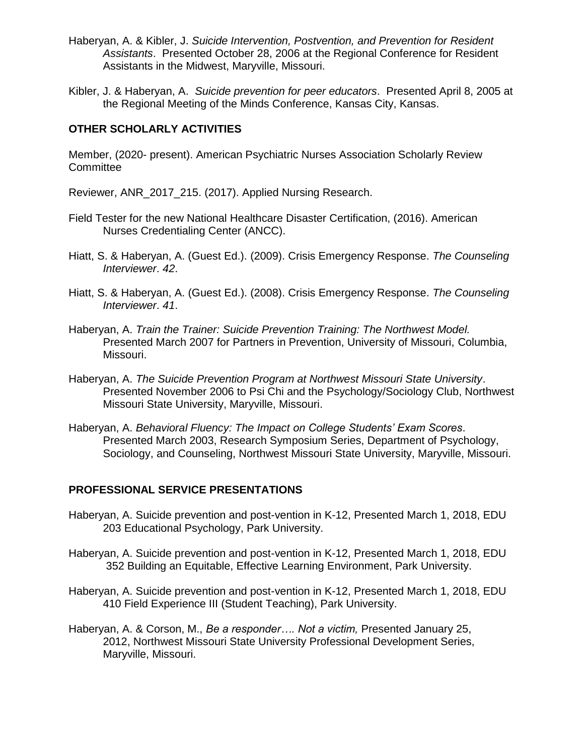Haberyan, A. & Kibler, J. *Suicide Intervention, Postvention, and Prevention for Resident Assistants*. Presented October 28, 2006 at the Regional Conference for Resident Assistants in the Midwest, Maryville, Missouri.

Kibler, J. & Haberyan, A. *Suicide prevention for peer educators*. Presented April 8, 2005 at the Regional Meeting of the Minds Conference, Kansas City, Kansas.

## OTHER SCHOLARLY ACTIVITIES

Member, (2020- present). American Psychiatric Nurses Association Scholarly Review Committee

Reviewer, ANR_2017_215. (2017). Applied Nursing Research.

Field Tester for the new National Healthcare Disaster Certification, (2016). American Nurses Credentialing Center (ANCC).

Hiatt, S. & Haberyan, A. (Guest Ed.). (2009). Crisis Emergency Response. *The Counseling Interviewer*. *42*.

Hiatt, S. & Haberyan, A. (Guest Ed.). (2008). Crisis Emergency Response. *The Counseling Interviewer*. *41*.

Haberyan, A. *Train the Trainer: Suicide Prevention Training: The Northwest Model.* Presented March 2007 for Partners in Prevention, University of Missouri, Columbia, Missouri.

Haberyan, A. *The Suicide Prevention Program at Northwest Missouri State University*. Presented November 2006 to Psi Chi and the Psychology/Sociology Club, Northwest Missouri State University, Maryville, Missouri.

Haberyan, A. *Behavioral Fluency: The Impact on College Students' Exam Scores*. Presented March 2003, Research Symposium Series, Department of Psychology, Sociology, and Counseling, Northwest Missouri State University, Maryville, Missouri.

## PROFESSIONAL SERVICE PRESENTATIONS

Haberyan, A. Suicide prevention and post-vention in K-12, Presented March 1, 2018, EDU 203 Educational Psychology, Park University.

Haberyan, A. Suicide prevention and post-vention in K-12, Presented March 1, 2018, EDU 352 Building an Equitable, Effective Learning Environment, Park University.

Haberyan, A. Suicide prevention and post-vention in K-12, Presented March 1, 2018, EDU 410 Field Experience III (Student Teaching), Park University.

Haberyan, A. & Corson, M., *Be a responder…. Not a victim,* Presented January 25, 2012, Northwest Missouri State University Professional Development Series, Maryville, Missouri.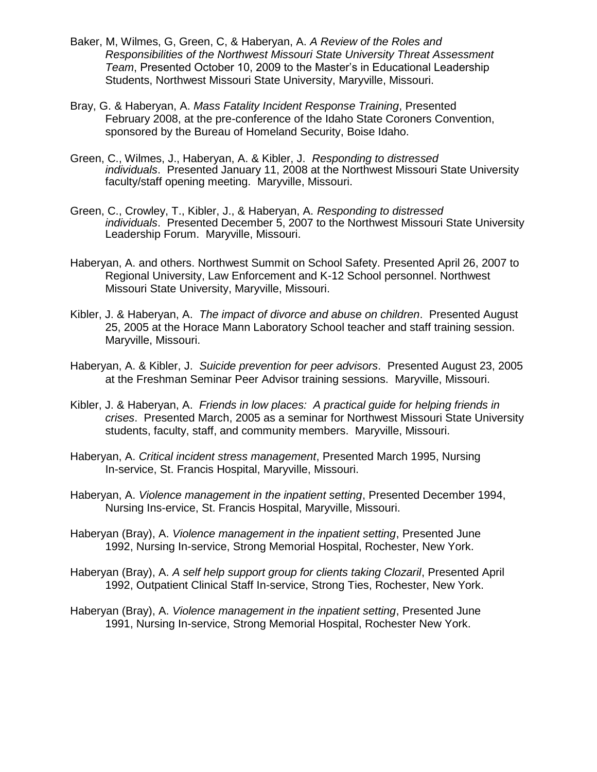Baker, M, Wilmes, G, Green, C, & Haberyan, A. *A Review of the Roles and Responsibilities of the Northwest Missouri State University Threat Assessment Team*, Presented October 10, 2009 to the Master's in Educational Leadership Students, Northwest Missouri State University, Maryville, Missouri.

Bray, G. & Haberyan, A. *Mass Fatality Incident Response Training*, Presented February 2008, at the pre-conference of the Idaho State Coroners Convention, sponsored by the Bureau of Homeland Security, Boise Idaho.

Green, C., Wilmes, J., Haberyan, A. & Kibler, J. *Responding to distressed individuals*. Presented January 11, 2008 at the Northwest Missouri State University faculty/staff opening meeting. Maryville, Missouri.

Green, C., Crowley, T., Kibler, J., & Haberyan, A. *Responding to distressed individuals*. Presented December 5, 2007 to the Northwest Missouri State University Leadership Forum. Maryville, Missouri.

Haberyan, A. and others. Northwest Summit on School Safety. Presented April 26, 2007 to Regional University, Law Enforcement and K-12 School personnel. Northwest Missouri State University, Maryville, Missouri.

Kibler, J. & Haberyan, A. *The impact of divorce and abuse on children*. Presented August 25, 2005 at the Horace Mann Laboratory School teacher and staff training session. Maryville, Missouri.

Haberyan, A. & Kibler, J. *Suicide prevention for peer advisors*. Presented August 23, 2005 at the Freshman Seminar Peer Advisor training sessions. Maryville, Missouri.

Kibler, J. & Haberyan, A. *Friends in low places: A practical guide for helping friends in crises*. Presented March, 2005 as a seminar for Northwest Missouri State University students, faculty, staff, and community members. Maryville, Missouri.

Haberyan, A. *Critical incident stress management*, Presented March 1995, Nursing In-service, St. Francis Hospital, Maryville, Missouri.

Haberyan, A. *Violence management in the inpatient setting*, Presented December 1994, Nursing Ins-ervice, St. Francis Hospital, Maryville, Missouri.

Haberyan (Bray), A. *Violence management in the inpatient setting*, Presented June 1992, Nursing In-service, Strong Memorial Hospital, Rochester, New York.

Haberyan (Bray), A. *A self help support group for clients taking Clozaril*, Presented April 1992, Outpatient Clinical Staff In-service, Strong Ties, Rochester, New York.

Haberyan (Bray), A. *Violence management in the inpatient setting*, Presented June 1991, Nursing In-service, Strong Memorial Hospital, Rochester New York.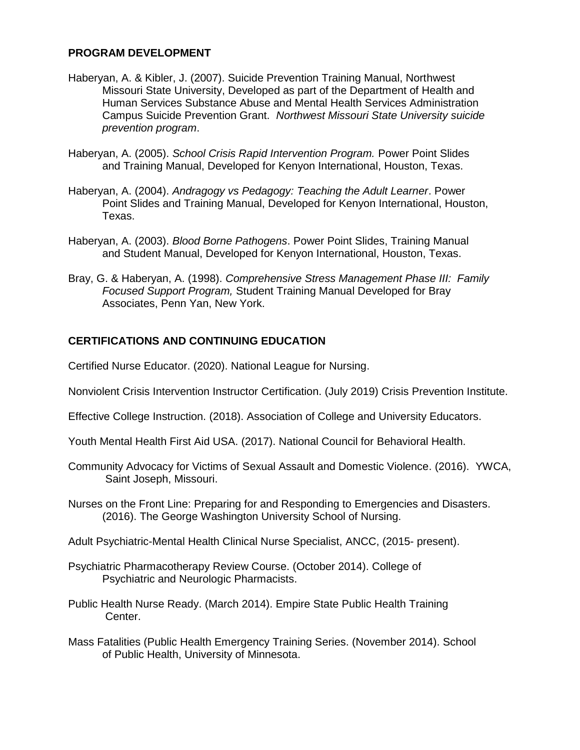## PROGRAM DEVELOPMENT

Haberyan, A. & Kibler, J. (2007). Suicide Prevention Training Manual, Northwest Missouri State University, Developed as part of the Department of Health and Human Services Substance Abuse and Mental Health Services Administration Campus Suicide Prevention Grant. *Northwest Missouri State University suicide prevention program*.

Haberyan, A. (2005). *School Crisis Rapid Intervention Program.* Power Point Slides and Training Manual, Developed for Kenyon International, Houston, Texas.

Haberyan, A. (2004). *Andragogy vs Pedagogy: Teaching the Adult Learner*. Power Point Slides and Training Manual, Developed for Kenyon International, Houston, Texas.

Haberyan, A. (2003). *Blood Borne Pathogens*. Power Point Slides, Training Manual and Student Manual, Developed for Kenyon International, Houston, Texas.

Bray, G. & Haberyan, A. (1998). *Comprehensive Stress Management Phase III: Family Focused Support Program,* Student Training Manual Developed for Bray Associates, Penn Yan, New York.

## CERTIFICATIONS AND CONTINUING EDUCATION

Certified Nurse Educator. (2020). National League for Nursing.

Nonviolent Crisis Intervention Instructor Certification. (July 2019) Crisis Prevention Institute.

Effective College Instruction. (2018). Association of College and University Educators.

Youth Mental Health First Aid USA. (2017). National Council for Behavioral Health.

Community Advocacy for Victims of Sexual Assault and Domestic Violence. (2016). YWCA, Saint Joseph, Missouri.

Nurses on the Front Line: Preparing for and Responding to Emergencies and Disasters. (2016). The George Washington University School of Nursing.

Adult Psychiatric-Mental Health Clinical Nurse Specialist, ANCC, (2015- present).

Psychiatric Pharmacotherapy Review Course. (October 2014). College of Psychiatric and Neurologic Pharmacists.

Public Health Nurse Ready. (March 2014). Empire State Public Health Training Center.

Mass Fatalities (Public Health Emergency Training Series. (November 2014). School of Public Health, University of Minnesota.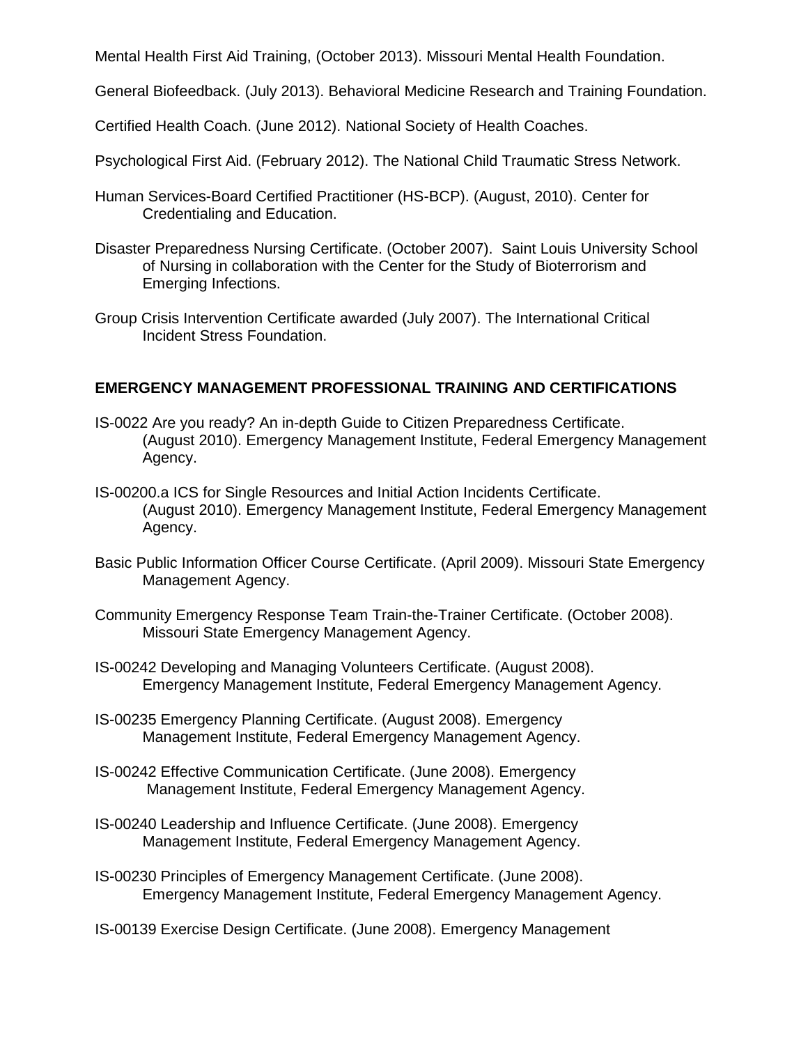Mental Health First Aid Training, (October 2013). Missouri Mental Health Foundation.

General Biofeedback. (July 2013). Behavioral Medicine Research and Training Foundation.

Certified Health Coach. (June 2012). National Society of Health Coaches.

Psychological First Aid. (February 2012). The National Child Traumatic Stress Network.

Human Services-Board Certified Practitioner (HS-BCP). (August, 2010). Center for Credentialing and Education.

Disaster Preparedness Nursing Certificate. (October 2007). Saint Louis University School of Nursing in collaboration with the Center for the Study of Bioterrorism and Emerging Infections.

Group Crisis Intervention Certificate awarded (July 2007). The International Critical Incident Stress Foundation.

**EMERGENCY MANAGEMENT PROFESSIONAL TRAINING AND CERTIFICATIONS**

IS-0022 Are you ready? An in-depth Guide to Citizen Preparedness Certificate. (August 2010). Emergency Management Institute, Federal Emergency Management Agency.

IS-00200.a ICS for Single Resources and Initial Action Incidents Certificate. (August 2010). Emergency Management Institute, Federal Emergency Management Agency.

Basic Public Information Officer Course Certificate. (April 2009). Missouri State Emergency Management Agency.

Community Emergency Response Team Train-the-Trainer Certificate. (October 2008). Missouri State Emergency Management Agency.

IS-00242 Developing and Managing Volunteers Certificate. (August 2008). Emergency Management Institute, Federal Emergency Management Agency.

IS-00235 Emergency Planning Certificate. (August 2008). Emergency Management Institute, Federal Emergency Management Agency.

IS-00242 Effective Communication Certificate. (June 2008). Emergency Management Institute, Federal Emergency Management Agency.

IS-00240 Leadership and Influence Certificate. (June 2008). Emergency Management Institute, Federal Emergency Management Agency.

IS-00230 Principles of Emergency Management Certificate. (June 2008). Emergency Management Institute, Federal Emergency Management Agency.

IS-00139 Exercise Design Certificate. (June 2008). Emergency Management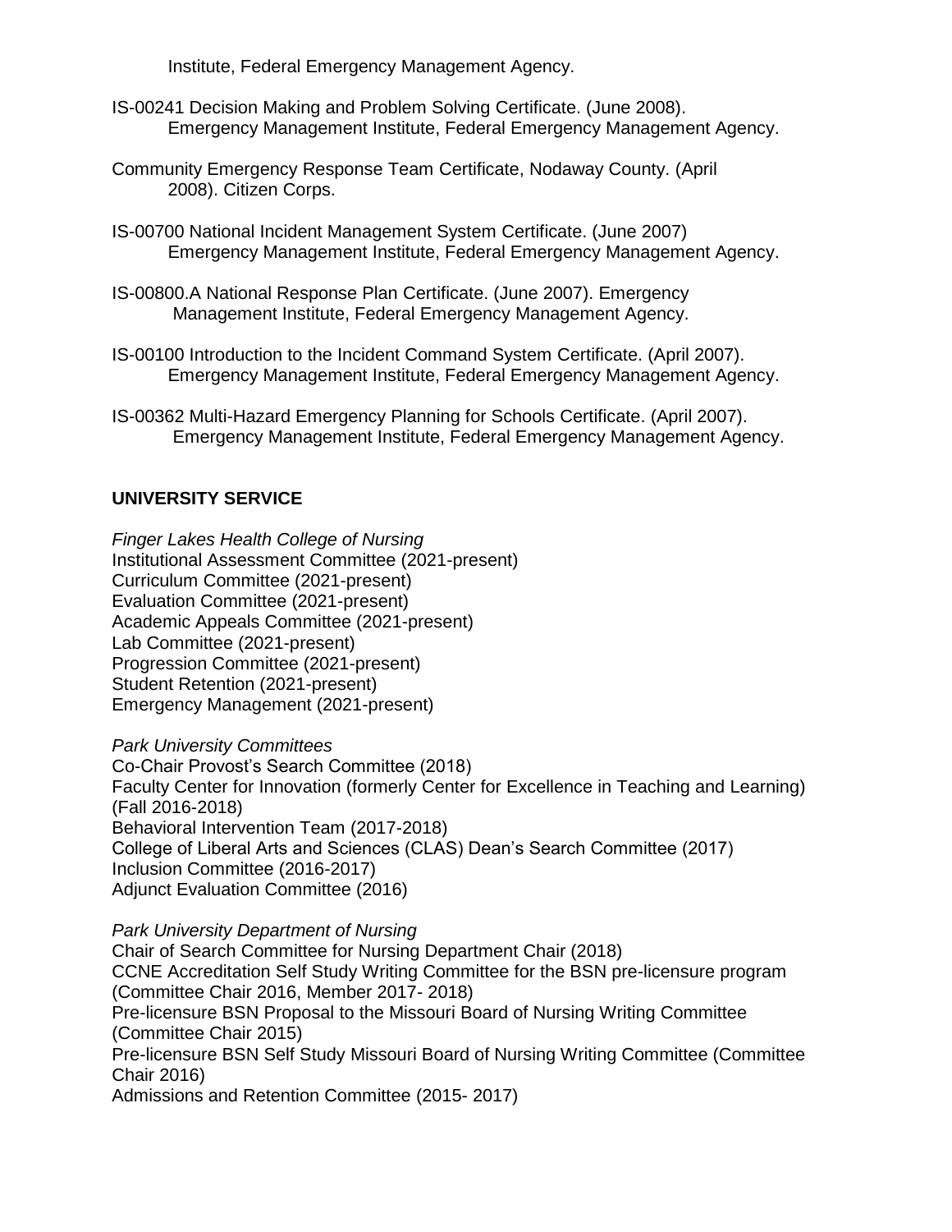Institute, Federal Emergency Management Agency.

IS-00241 Decision Making and Problem Solving Certificate. (June 2008). Emergency Management Institute, Federal Emergency Management Agency.

Community Emergency Response Team Certificate, Nodaway County. (April 2008). Citizen Corps.

IS-00700 National Incident Management System Certificate. (June 2007) Emergency Management Institute, Federal Emergency Management Agency.

IS-00800.A National Response Plan Certificate. (June 2007). Emergency Management Institute, Federal Emergency Management Agency.

IS-00100 Introduction to the Incident Command System Certificate. (April 2007). Emergency Management Institute, Federal Emergency Management Agency.

IS-00362 Multi-Hazard Emergency Planning for Schools Certificate. (April 2007). Emergency Management Institute, Federal Emergency Management Agency.

**UNIVERSITY SERVICE**

*Finger Lakes Health College of Nursing*
Institutional Assessment Committee (2021-present)
Curriculum Committee (2021-present)
Evaluation Committee (2021-present)
Academic Appeals Committee (2021-present)
Lab Committee (2021-present)
Progression Committee (2021-present)
Student Retention (2021-present)
Emergency Management (2021-present)

*Park University Committees*
Co-Chair Provost's Search Committee (2018)
Faculty Center for Innovation (formerly Center for Excellence in Teaching and Learning) (Fall 2016-2018)
Behavioral Intervention Team (2017-2018)
College of Liberal Arts and Sciences (CLAS) Dean's Search Committee (2017)
Inclusion Committee (2016-2017)
Adjunct Evaluation Committee (2016)

*Park University Department of Nursing*
Chair of Search Committee for Nursing Department Chair (2018)
CCNE Accreditation Self Study Writing Committee for the BSN pre-licensure program (Committee Chair 2016, Member 2017- 2018)
Pre-licensure BSN Proposal to the Missouri Board of Nursing Writing Committee (Committee Chair 2015)
Pre-licensure BSN Self Study Missouri Board of Nursing Writing Committee (Committee Chair 2016)
Admissions and Retention Committee (2015- 2017)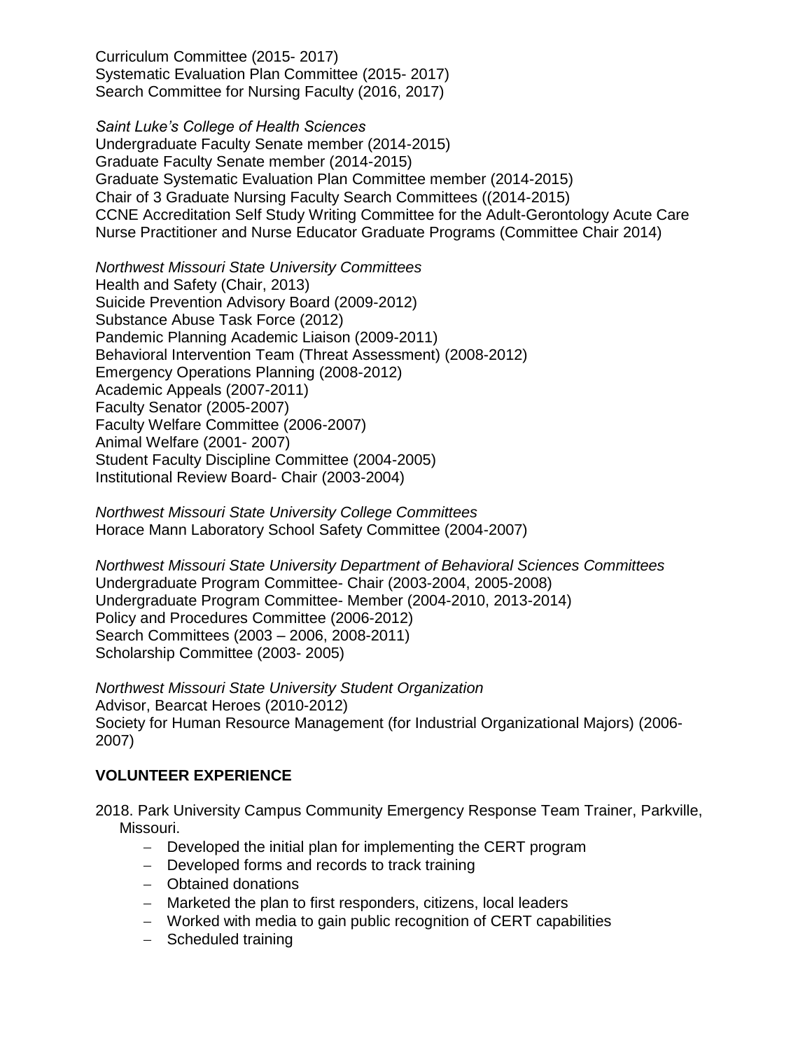Curriculum Committee (2015- 2017)
Systematic Evaluation Plan Committee (2015- 2017)
Search Committee for Nursing Faculty (2016, 2017)

*Saint Luke's College of Health Sciences*
Undergraduate Faculty Senate member (2014-2015)
Graduate Faculty Senate member (2014-2015)
Graduate Systematic Evaluation Plan Committee member (2014-2015)
Chair of 3 Graduate Nursing Faculty Search Committees ((2014-2015)
CCNE Accreditation Self Study Writing Committee for the Adult-Gerontology Acute Care Nurse Practitioner and Nurse Educator Graduate Programs (Committee Chair 2014)

*Northwest Missouri State University Committees*
Health and Safety (Chair, 2013)
Suicide Prevention Advisory Board (2009-2012)
Substance Abuse Task Force (2012)
Pandemic Planning Academic Liaison (2009-2011)
Behavioral Intervention Team (Threat Assessment) (2008-2012)
Emergency Operations Planning (2008-2012)
Academic Appeals (2007-2011)
Faculty Senator (2005-2007)
Faculty Welfare Committee (2006-2007)
Animal Welfare (2001- 2007)
Student Faculty Discipline Committee (2004-2005)
Institutional Review Board- Chair (2003-2004)

*Northwest Missouri State University College Committees*
Horace Mann Laboratory School Safety Committee (2004-2007)

*Northwest Missouri State University Department of Behavioral Sciences Committees*
Undergraduate Program Committee- Chair (2003-2004, 2005-2008)
Undergraduate Program Committee- Member (2004-2010, 2013-2014)
Policy and Procedures Committee (2006-2012)
Search Committees (2003 – 2006, 2008-2011)
Scholarship Committee (2003- 2005)

*Northwest Missouri State University Student Organization*
Advisor, Bearcat Heroes (2010-2012)
Society for Human Resource Management (for Industrial Organizational Majors) (2006-2007)

## VOLUNTEER EXPERIENCE

2018. Park University Campus Community Emergency Response Team Trainer, Parkville, Missouri.

- Developed the initial plan for implementing the CERT program
- Developed forms and records to track training
- Obtained donations
- Marketed the plan to first responders, citizens, local leaders
- Worked with media to gain public recognition of CERT capabilities
- Scheduled training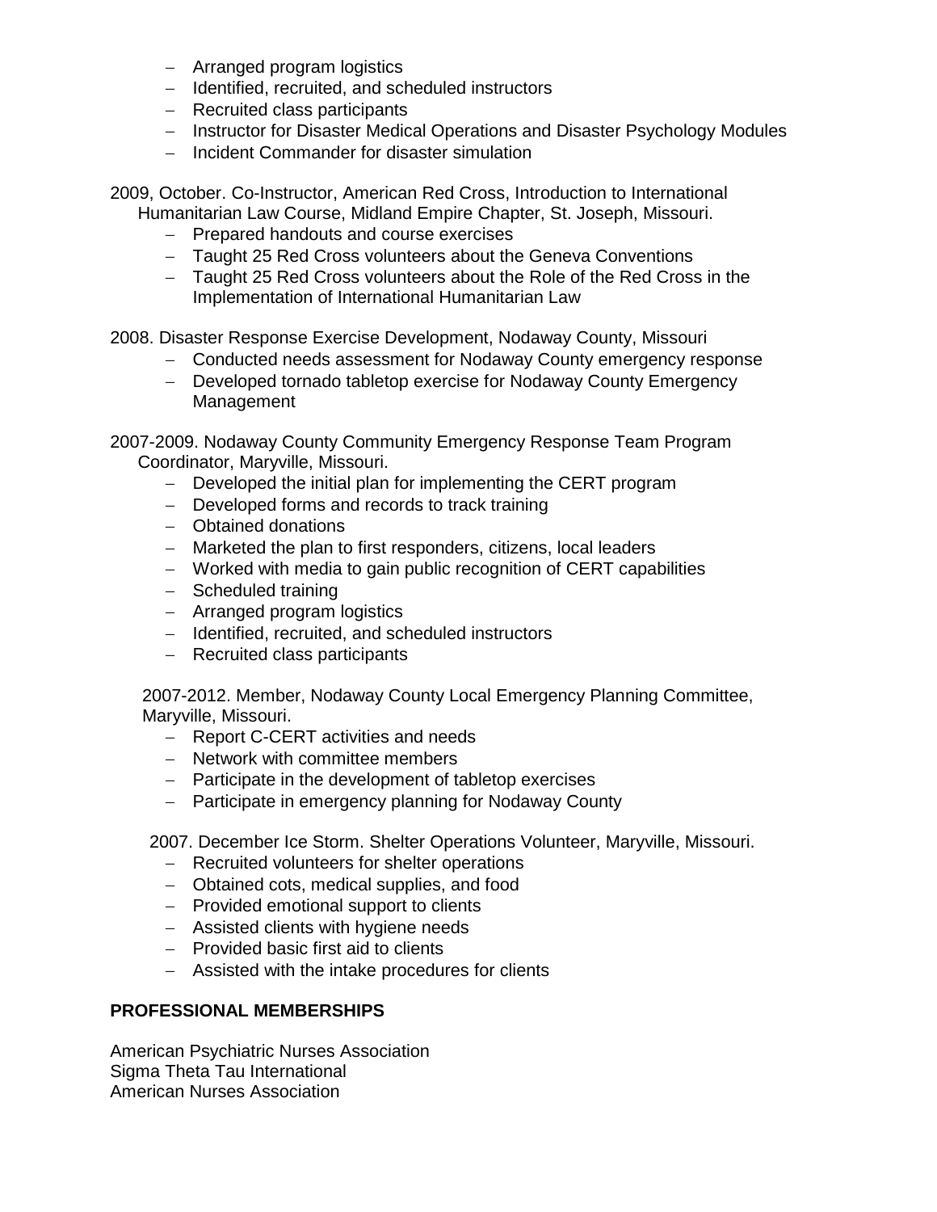- Arranged program logistics
- Identified, recruited, and scheduled instructors
- Recruited class participants
- Instructor for Disaster Medical Operations and Disaster Psychology Modules
- Incident Commander for disaster simulation

2009, October. Co-Instructor, American Red Cross, Introduction to International Humanitarian Law Course, Midland Empire Chapter, St. Joseph, Missouri.

- Prepared handouts and course exercises
- Taught 25 Red Cross volunteers about the Geneva Conventions
- Taught 25 Red Cross volunteers about the Role of the Red Cross in the Implementation of International Humanitarian Law

2008. Disaster Response Exercise Development, Nodaway County, Missouri

- Conducted needs assessment for Nodaway County emergency response
- Developed tornado tabletop exercise for Nodaway County Emergency Management

2007-2009. Nodaway County Community Emergency Response Team Program Coordinator, Maryville, Missouri.

- Developed the initial plan for implementing the CERT program
- Developed forms and records to track training
- Obtained donations
- Marketed the plan to first responders, citizens, local leaders
- Worked with media to gain public recognition of CERT capabilities
- Scheduled training
- Arranged program logistics
- Identified, recruited, and scheduled instructors
- Recruited class participants

2007-2012. Member, Nodaway County Local Emergency Planning Committee, Maryville, Missouri.

- Report C-CERT activities and needs
- Network with committee members
- Participate in the development of tabletop exercises
- Participate in emergency planning for Nodaway County

2007. December Ice Storm. Shelter Operations Volunteer, Maryville, Missouri.

- Recruited volunteers for shelter operations
- Obtained cots, medical supplies, and food
- Provided emotional support to clients
- Assisted clients with hygiene needs
- Provided basic first aid to clients
- Assisted with the intake procedures for clients

## PROFESSIONAL MEMBERSHIPS

American Psychiatric Nurses Association
Sigma Theta Tau International
American Nurses Association